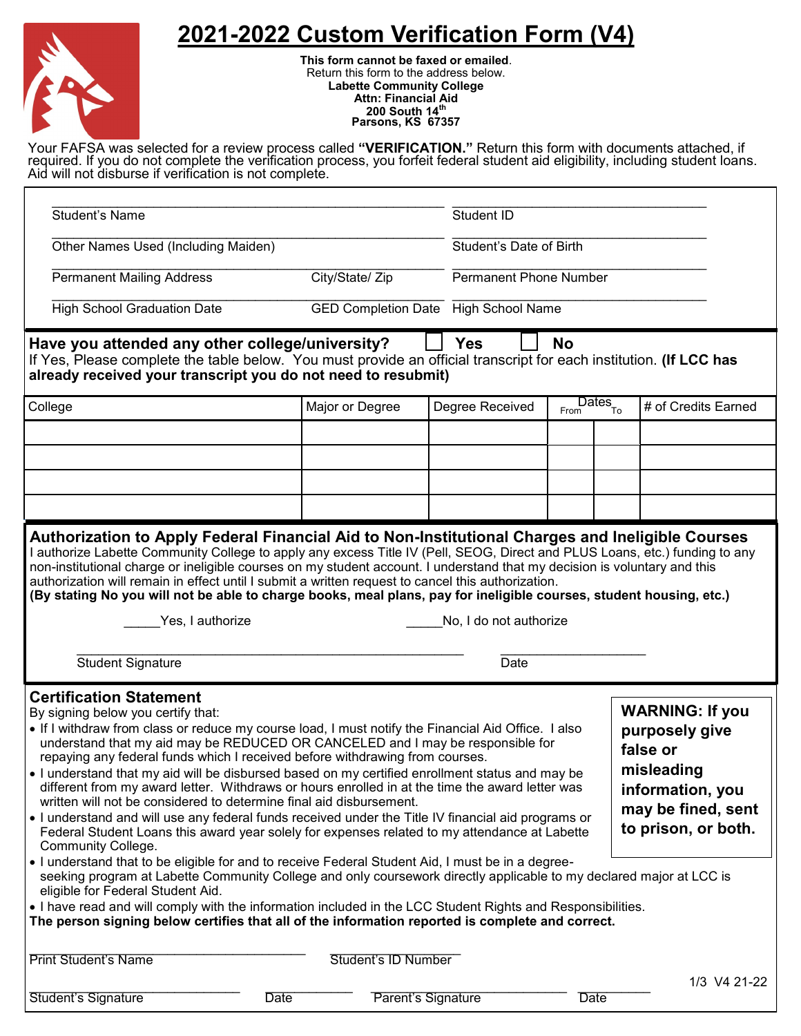# 2021-2022 Custom Verification Form (V4)

**This form cannot be faxed or emailed**.
Return this form to the address below.
**Labette Community College**
**Attn: Financial Aid**
**200 South 14th**
**Parsons, KS 67357**

Your FAFSA was selected for a review process called **"VERIFICATION."** Return this form with documents attached, if required. If you do not complete the verification process, you forfeit federal student aid eligibility, including student loans. Aid will not disburse if verification is not complete.

_______________________________ Student's Name
_______________________________ Student ID
_______________________________ Other Names Used (Including Maiden)
_______________________________ Student's Date of Birth
_______________________________ Permanent Mailing Address
_______________________________ City/State/ Zip
_______________________________ Permanent Phone Number
_______________________________ High School Graduation Date
_______________________________ GED Completion Date
_______________________________ High School Name

**Have you attended any other college/university?** ☐ **Yes** ☐ **No**

If Yes, Please complete the table below. You must provide an official transcript for each institution. **(If LCC has already received your transcript you do not need to resubmit)**

| College | Major or Degree | Degree Received | Dates From | Dates To | # of Credits Earned |
|---|---|---|---|---|---|
| | | | | | |
| | | | | | |
| | | | | | |
| | | | | | |

## Authorization to Apply Federal Financial Aid to Non-Institutional Charges and Ineligible Courses

I authorize Labette Community College to apply any excess Title IV (Pell, SEOG, Direct and PLUS Loans, etc.) funding to any non-institutional charge or ineligible courses on my student account. I understand that my decision is voluntary and this authorization will remain in effect until I submit a written request to cancel this authorization.
**(By stating No you will not be able to charge books, meal plans, pay for ineligible courses, student housing, etc.)**

_____Yes, I authorize _____No, I do not authorize

_______________________________ Student Signature _______________ Date

## Certification Statement

By signing below you certify that:

- If I withdraw from class or reduce my course load, I must notify the Financial Aid Office. I also understand that my aid may be REDUCED OR CANCELED and I may be responsible for repaying any federal funds which I received before withdrawing from courses.
- I understand that my aid will be disbursed based on my certified enrollment status and may be different from my award letter. Withdraws or hours enrolled in at the time the award letter was written will not be considered to determine final aid disbursement.
- I understand and will use any federal funds received under the Title IV financial aid programs or Federal Student Loans this award year solely for expenses related to my attendance at Labette Community College.
- I understand that to be eligible for and to receive Federal Student Aid, I must be in a degree-seeking program at Labette Community College and only coursework directly applicable to my declared major at LCC is eligible for Federal Student Aid.
- I have read and will comply with the information included in the LCC Student Rights and Responsibilities.

**WARNING: If you purposely give false or misleading information, you may be fined, sent to prison, or both.**

**The person signing below certifies that all of the information reported is complete and correct.**

_______________________________ Print Student's Name
_______________________________ Student's ID Number

_______________________________ Student's Signature _______________ Date
_______________________________ Parent's Signature _______________ Date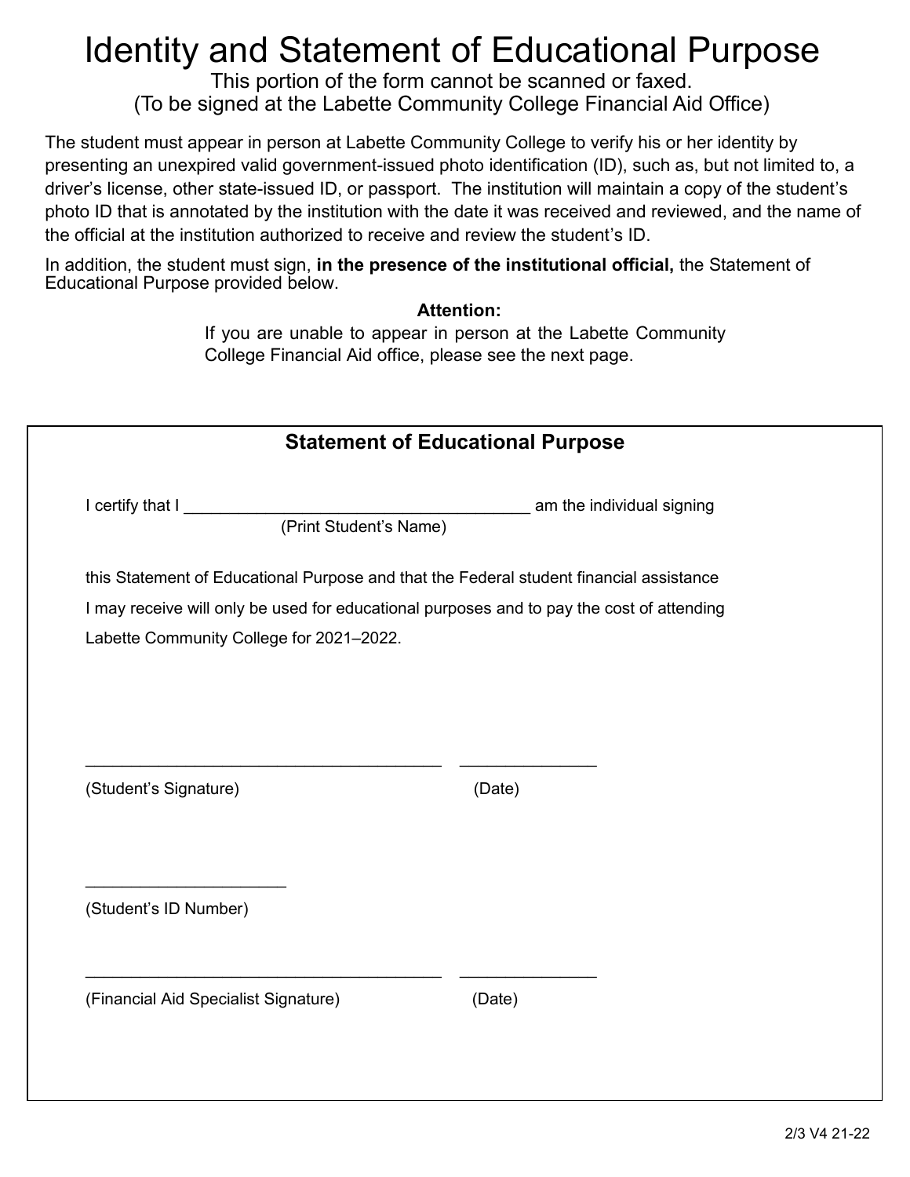# Identity and Statement of Educational Purpose

This portion of the form cannot be scanned or faxed.
(To be signed at the Labette Community College Financial Aid Office)

The student must appear in person at Labette Community College to verify his or her identity by presenting an unexpired valid government-issued photo identification (ID), such as, but not limited to, a driver's license, other state-issued ID, or passport. The institution will maintain a copy of the student's photo ID that is annotated by the institution with the date it was received and reviewed, and the name of the official at the institution authorized to receive and review the student's ID.

In addition, the student must sign, **in the presence of the institutional official,** the Statement of Educational Purpose provided below.

**Attention:**

If you are unable to appear in person at the Labette Community College Financial Aid office, please see the next page.

## Statement of Educational Purpose

I certify that I ______________________________________ am the individual signing
(Print Student's Name)

this Statement of Educational Purpose and that the Federal student financial assistance I may receive will only be used for educational purposes and to pay the cost of attending Labette Community College for 2021–2022.

_______________________________________ _______________
(Student's Signature) (Date)

______________________
(Student's ID Number)

_______________________________________ _______________
(Financial Aid Specialist Signature) (Date)

2/3 V4 21-22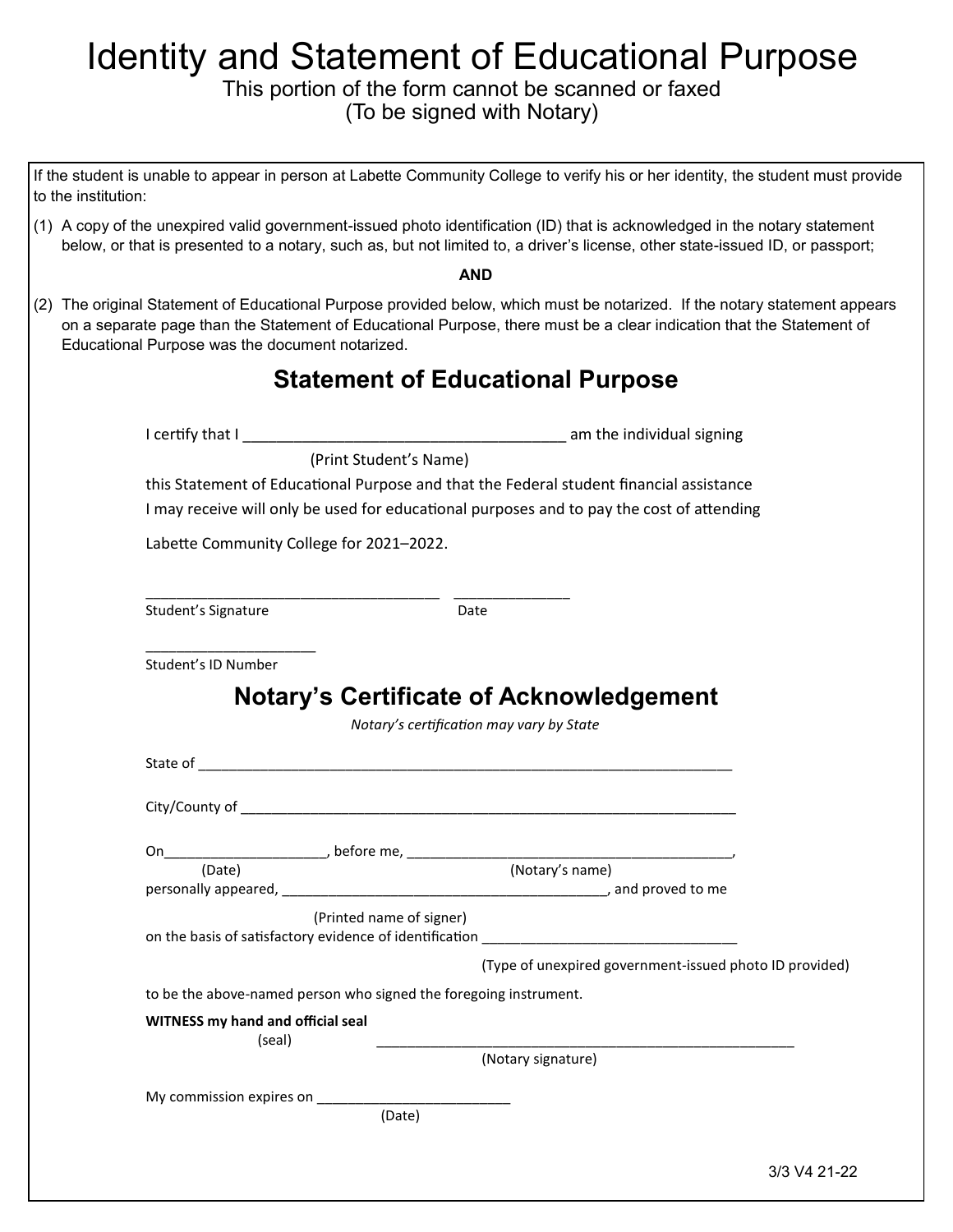# Identity and Statement of Educational Purpose

This portion of the form cannot be scanned or faxed
(To be signed with Notary)

If the student is unable to appear in person at Labette Community College to verify his or her identity, the student must provide to the institution:

(1) A copy of the unexpired valid government-issued photo identification (ID) that is acknowledged in the notary statement below, or that is presented to a notary, such as, but not limited to, a driver's license, other state-issued ID, or passport;

**AND**

(2) The original Statement of Educational Purpose provided below, which must be notarized. If the notary statement appears on a separate page than the Statement of Educational Purpose, there must be a clear indication that the Statement of Educational Purpose was the document notarized.

## Statement of Educational Purpose

I certify that I ______________________________________ am the individual signing
(Print Student's Name)

this Statement of Educational Purpose and that the Federal student financial assistance I may receive will only be used for educational purposes and to pay the cost of attending Labette Community College for 2021–2022.

____________________________________ ______________
Student's Signature Date

______________________
Student's ID Number

## Notary's Certificate of Acknowledgement

*Notary's certification may vary by State*

State of _____________________________________________________________________

City/County of ________________________________________________________________

On_____________________, before me, __________________________________________,
(Date) (Notary's name)

personally appeared, __________________________________________, and proved to me
(Printed name of signer)

on the basis of satisfactory evidence of identification _________________________________
(Type of unexpired government-issued photo ID provided)

to be the above-named person who signed the foregoing instrument.

**WITNESS my hand and official seal**

(seal) _______________________________________________________
(Notary signature)

My commission expires on _________________________
(Date)

3/3 V4 21-22